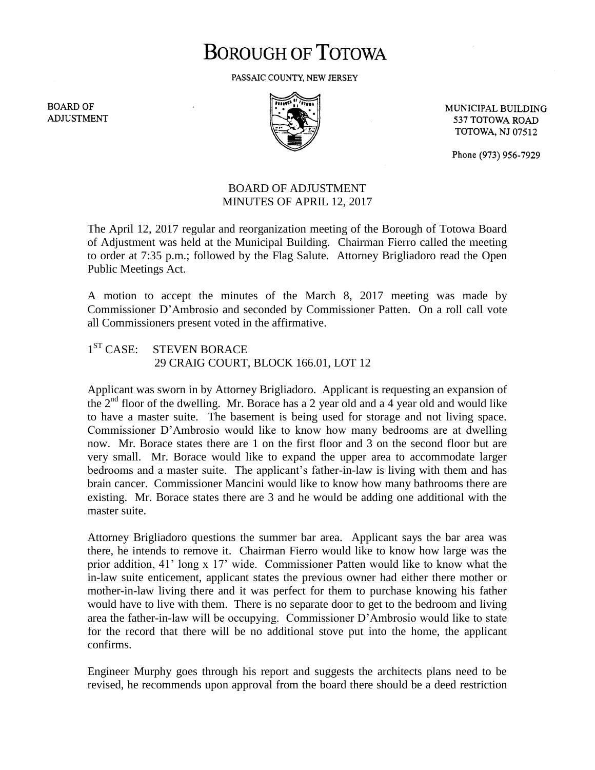# BOROUGH OF TOTOWA

PASSAIC COUNTY, NEW JERSEY

BOARD OF ADJUSTMENT

MUNICIPAL BUILDING
537 TOTOWA ROAD
TOTOWA, NJ 07512

Phone (973) 956-7929

## BOARD OF ADJUSTMENT
## MINUTES OF APRIL 12, 2017

The April 12, 2017 regular and reorganization meeting of the Borough of Totowa Board of Adjustment was held at the Municipal Building. Chairman Fierro called the meeting to order at 7:35 p.m.; followed by the Flag Salute. Attorney Brigliadoro read the Open Public Meetings Act.

A motion to accept the minutes of the March 8, 2017 meeting was made by Commissioner D'Ambrosio and seconded by Commissioner Patten. On a roll call vote all Commissioners present voted in the affirmative.

1ST CASE: STEVEN BORACE
29 CRAIG COURT, BLOCK 166.01, LOT 12

Applicant was sworn in by Attorney Brigliadoro. Applicant is requesting an expansion of the 2nd floor of the dwelling. Mr. Borace has a 2 year old and a 4 year old and would like to have a master suite. The basement is being used for storage and not living space. Commissioner D'Ambrosio would like to know how many bedrooms are at dwelling now. Mr. Borace states there are 1 on the first floor and 3 on the second floor but are very small. Mr. Borace would like to expand the upper area to accommodate larger bedrooms and a master suite. The applicant's father-in-law is living with them and has brain cancer. Commissioner Mancini would like to know how many bathrooms there are existing. Mr. Borace states there are 3 and he would be adding one additional with the master suite.

Attorney Brigliadoro questions the summer bar area. Applicant says the bar area was there, he intends to remove it. Chairman Fierro would like to know how large was the prior addition, 41' long x 17' wide. Commissioner Patten would like to know what the in-law suite enticement, applicant states the previous owner had either there mother or mother-in-law living there and it was perfect for them to purchase knowing his father would have to live with them. There is no separate door to get to the bedroom and living area the father-in-law will be occupying. Commissioner D'Ambrosio would like to state for the record that there will be no additional stove put into the home, the applicant confirms.

Engineer Murphy goes through his report and suggests the architects plans need to be revised, he recommends upon approval from the board there should be a deed restriction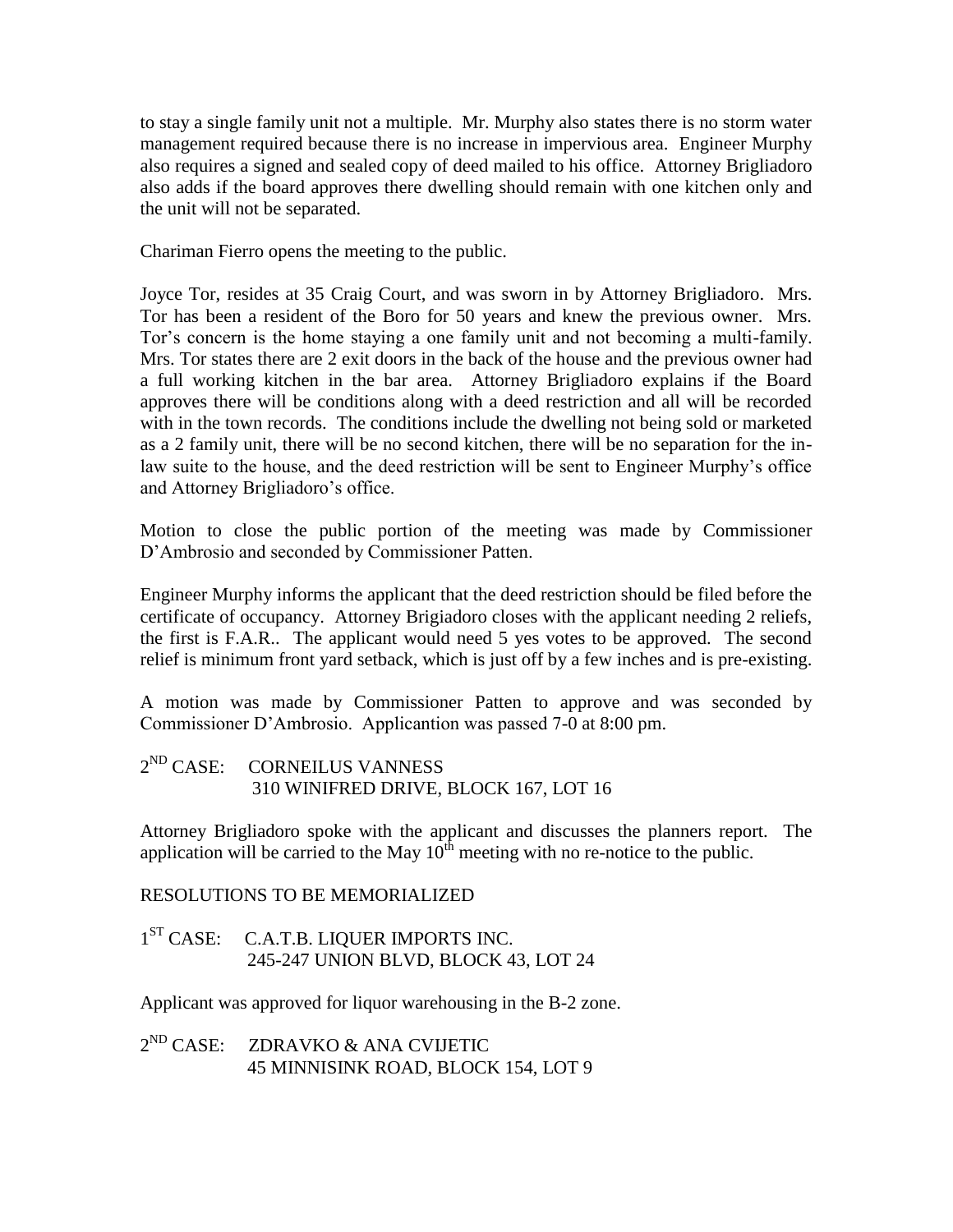to stay a single family unit not a multiple. Mr. Murphy also states there is no storm water management required because there is no increase in impervious area. Engineer Murphy also requires a signed and sealed copy of deed mailed to his office. Attorney Brigliadoro also adds if the board approves there dwelling should remain with one kitchen only and the unit will not be separated.

Chariman Fierro opens the meeting to the public.

Joyce Tor, resides at 35 Craig Court, and was sworn in by Attorney Brigliadoro. Mrs. Tor has been a resident of the Boro for 50 years and knew the previous owner. Mrs. Tor's concern is the home staying a one family unit and not becoming a multi-family. Mrs. Tor states there are 2 exit doors in the back of the house and the previous owner had a full working kitchen in the bar area. Attorney Brigliadoro explains if the Board approves there will be conditions along with a deed restriction and all will be recorded with in the town records. The conditions include the dwelling not being sold or marketed as a 2 family unit, there will be no second kitchen, there will be no separation for the in-law suite to the house, and the deed restriction will be sent to Engineer Murphy's office and Attorney Brigliadoro's office.

Motion to close the public portion of the meeting was made by Commissioner D'Ambrosio and seconded by Commissioner Patten.

Engineer Murphy informs the applicant that the deed restriction should be filed before the certificate of occupancy. Attorney Brigiadoro closes with the applicant needing 2 reliefs, the first is F.A.R.. The applicant would need 5 yes votes to be approved. The second relief is minimum front yard setback, which is just off by a few inches and is pre-existing.

A motion was made by Commissioner Patten to approve and was seconded by Commissioner D'Ambrosio. Applicantion was passed 7-0 at 8:00 pm.

2ND CASE: CORNEILUS VANNESS
310 WINIFRED DRIVE, BLOCK 167, LOT 16

Attorney Brigliadoro spoke with the applicant and discusses the planners report. The application will be carried to the May 10th meeting with no re-notice to the public.

RESOLUTIONS TO BE MEMORIALIZED

1ST CASE: C.A.T.B. LIQUER IMPORTS INC.
245-247 UNION BLVD, BLOCK 43, LOT 24

Applicant was approved for liquor warehousing in the B-2 zone.

2ND CASE: ZDRAVKO & ANA CVIJETIC
45 MINNISINK ROAD, BLOCK 154, LOT 9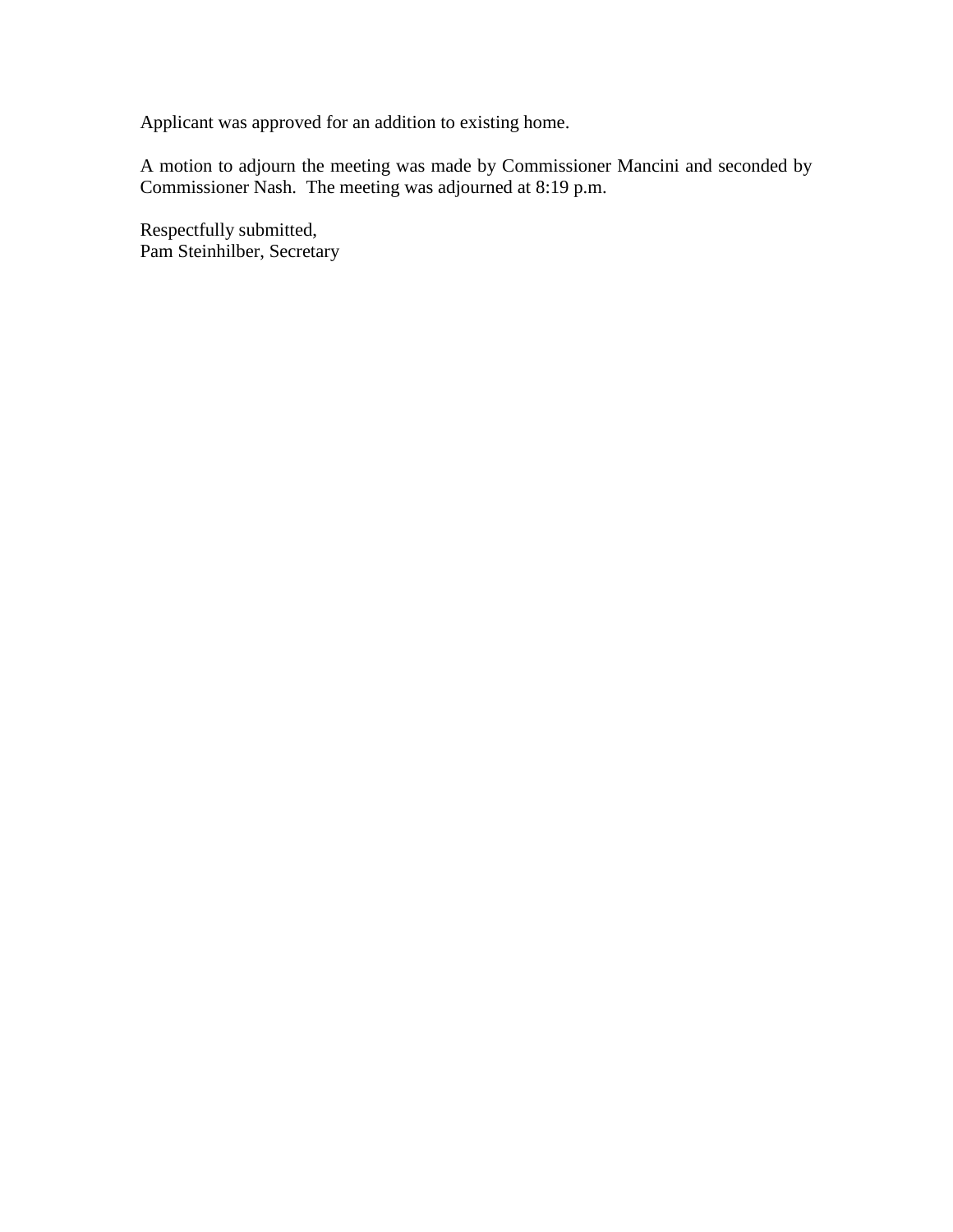Applicant was approved for an addition to existing home.

A motion to adjourn the meeting was made by Commissioner Mancini and seconded by Commissioner Nash. The meeting was adjourned at 8:19 p.m.

Respectfully submitted,
Pam Steinhilber, Secretary